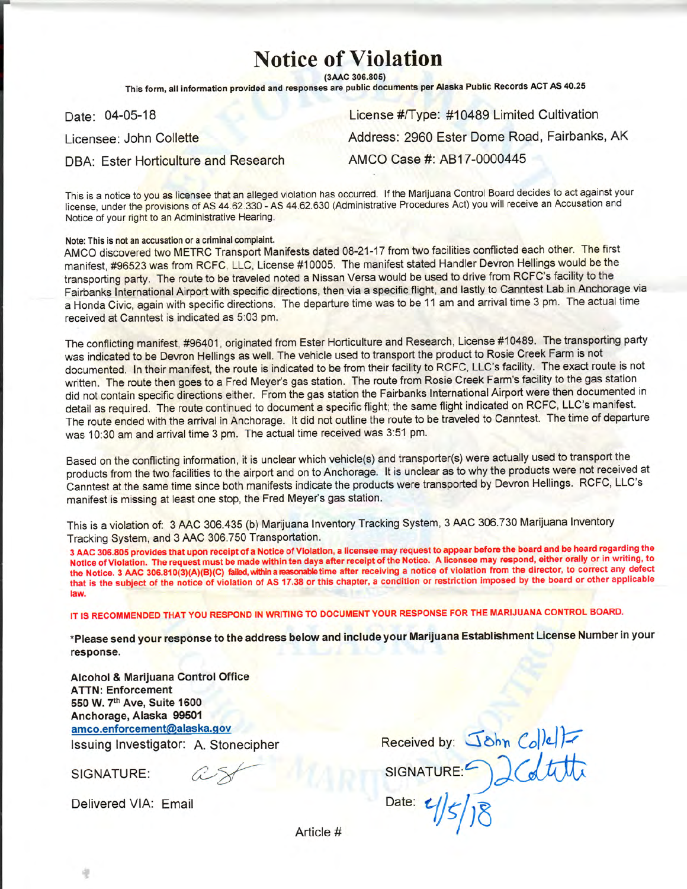# Notice of Violation

**(3AAC 306.805)**

**This form, all information provided and responses are public documents per Alaska Public Records ACT AS 40.25**

Date: 04-05-18

Licensee: John Collette

DBA: Ester Horticulture and Research

License #/Type: #10489 Limited Cultivation

Address: 2960 Ester Dome Road, Fairbanks, AK

AMCO Case #: AB17-0000445

This is a notice to you as licensee that an alleged violation has occurred. If the Marijuana Control Board decides to act against your license, under the provisions of AS 44.62.330 - AS 44.62.630 (Administrative Procedures Act) you will receive an Accusation and Notice of your right to an Administrative Hearing.

**Note: This is not an accusation or a criminal complaint.**

AMCO discovered two METRC Transport Manifests dated 08-21-17 from two facilities conflicted each other. The first manifest, #96523 was from RCFC, LLC, License #10005. The manifest stated Handler Devron Hellings would be the transporting party. The route to be traveled noted a Nissan Versa would be used to drive from RCFC's facility to the Fairbanks International Airport with specific directions, then via a specific flight, and lastly to Canntest Lab in Anchorage via a Honda Civic, again with specific directions. The departure time was to be 11 am and arrival time 3 pm. The actual time received at Canntest is indicated as 5:03 pm.

The conflicting manifest, #96401, originated from Ester Horticulture and Research, License #10489. The transporting party was indicated to be Devron Hellings as well. The vehicle used to transport the product to Rosie Creek Farm is not documented. In their manifest, the route is indicated to be from their facility to RCFC, LLC's facility. The exact route is not written. The route then goes to a Fred Meyer's gas station. The route from Rosie Creek Farm's facility to the gas station did not contain specific directions either. From the gas station the Fairbanks International Airport were then documented in detail as required. The route continued to document a specific flight; the same flight indicated on RCFC, LLC's manifest. The route ended with the arrival in Anchorage. It did not outline the route to be traveled to Canntest. The time of departure was 10:30 am and arrival time 3 pm. The actual time received was 3:51 pm.

Based on the conflicting information, it is unclear which vehicle(s) and transporter(s) were actually used to transport the products from the two facilities to the airport and on to Anchorage. It is unclear as to why the products were not received at Canntest at the same time since both manifests indicate the products were transported by Devron Hellings. RCFC, LLC's manifest is missing at least one stop, the Fred Meyer's gas station.

This is a violation of: 3 AAC 306.435 (b) Marijuana Inventory Tracking System, 3 AAC 306.730 Marijuana Inventory Tracking System, and 3 AAC 306.750 Transportation.

**3 AAC 306.805 provides that upon receipt of a Notice of Violation, a licensee may request to appear before the board and be heard regarding the Notice of Violation. The request must be made within ten days after receipt of the Notice. A licensee may respond, either orally or in writing, to the Notice. 3 AAC 306.810(3)(A)(B)(C) failed, within a reasonable time after receiving a notice of violation from the director, to correct any defect that is the subject of the notice of violation of AS 17.38 or this chapter, a condition or restriction imposed by the board or other applicable law.**

**IT IS RECOMMENDED THAT YOU RESPOND IN WRITING TO DOCUMENT YOUR RESPONSE FOR THE MARIJUANA CONTROL BOARD.**

**\*Please send your response to the address below and include your Marijuana Establishment License Number in your response.**

**Alcohol & Marijuana Control Office**
**ATTN: Enforcement**
**550 W. 7th Ave, Suite 1600**
**Anchorage, Alaska 99501**
**amco.enforcement@alaska.gov**

Issuing Investigator: A. Stonecipher

SIGNATURE: A St

Delivered VIA: Email

Received by: John Collette

SIGNATURE: J Collette

Date: 4/5/18

Article #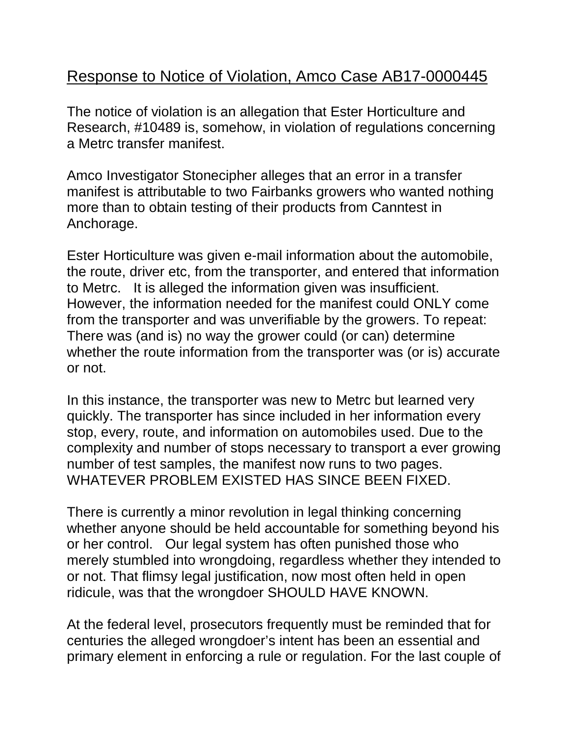## Response to Notice of Violation, Amco Case AB17-0000445

The notice of violation is an allegation that Ester Horticulture and Research, #10489 is, somehow, in violation of regulations concerning a Metrc transfer manifest.

Amco Investigator Stonecipher alleges that an error in a transfer manifest is attributable to two Fairbanks growers who wanted nothing more than to obtain testing of their products from Canntest in Anchorage.

Ester Horticulture was given e-mail information about the automobile, the route, driver etc, from the transporter, and entered that information to Metrc. It is alleged the information given was insufficient. However, the information needed for the manifest could ONLY come from the transporter and was unverifiable by the growers. To repeat: There was (and is) no way the grower could (or can) determine whether the route information from the transporter was (or is) accurate or not.

In this instance, the transporter was new to Metrc but learned very quickly. The transporter has since included in her information every stop, every, route, and information on automobiles used. Due to the complexity and number of stops necessary to transport a ever growing number of test samples, the manifest now runs to two pages. WHATEVER PROBLEM EXISTED HAS SINCE BEEN FIXED.

There is currently a minor revolution in legal thinking concerning whether anyone should be held accountable for something beyond his or her control. Our legal system has often punished those who merely stumbled into wrongdoing, regardless whether they intended to or not. That flimsy legal justification, now most often held in open ridicule, was that the wrongdoer SHOULD HAVE KNOWN.

At the federal level, prosecutors frequently must be reminded that for centuries the alleged wrongdoer's intent has been an essential and primary element in enforcing a rule or regulation. For the last couple of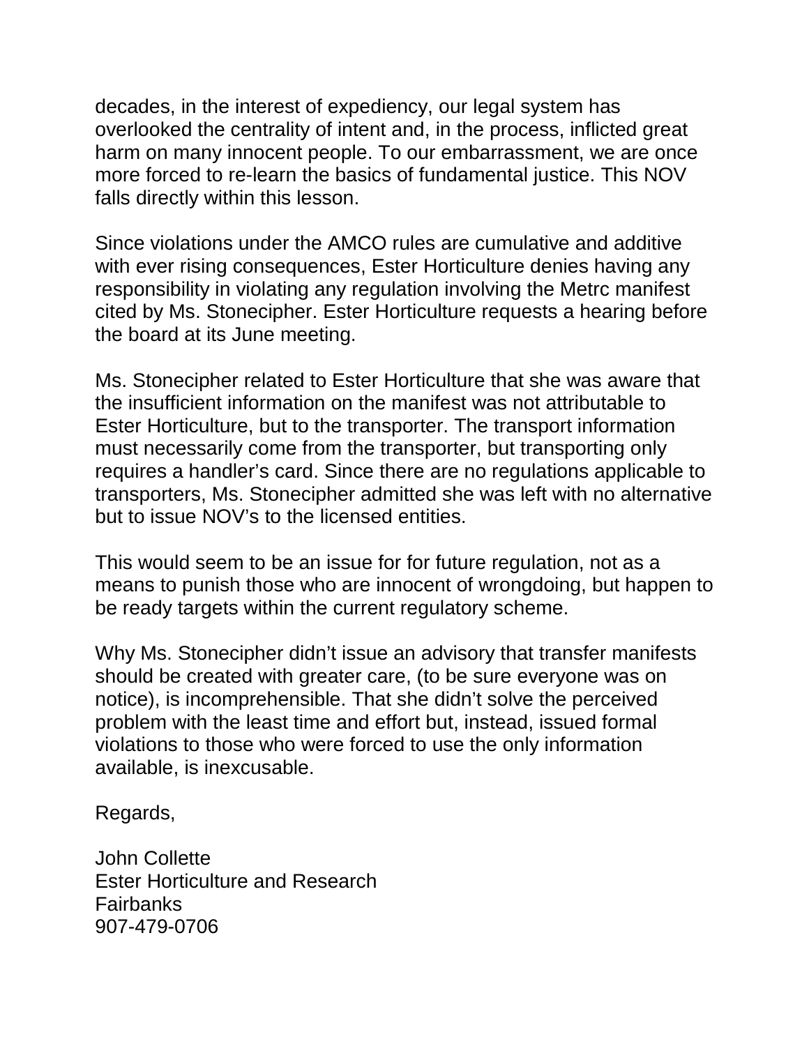decades, in the interest of expediency, our legal system has overlooked the centrality of intent and, in the process, inflicted great harm on many innocent people. To our embarrassment, we are once more forced to re-learn the basics of fundamental justice. This NOV falls directly within this lesson.

Since violations under the AMCO rules are cumulative and additive with ever rising consequences, Ester Horticulture denies having any responsibility in violating any regulation involving the Metrc manifest cited by Ms. Stonecipher. Ester Horticulture requests a hearing before the board at its June meeting.

Ms. Stonecipher related to Ester Horticulture that she was aware that the insufficient information on the manifest was not attributable to Ester Horticulture, but to the transporter. The transport information must necessarily come from the transporter, but transporting only requires a handler's card. Since there are no regulations applicable to transporters, Ms. Stonecipher admitted she was left with no alternative but to issue NOV's to the licensed entities.

This would seem to be an issue for for future regulation, not as a means to punish those who are innocent of wrongdoing, but happen to be ready targets within the current regulatory scheme.

Why Ms. Stonecipher didn't issue an advisory that transfer manifests should be created with greater care, (to be sure everyone was on notice), is incomprehensible. That she didn't solve the perceived problem with the least time and effort but, instead, issued formal violations to those who were forced to use the only information available, is inexcusable.

Regards,

John Collette
Ester Horticulture and Research
Fairbanks
907-479-0706